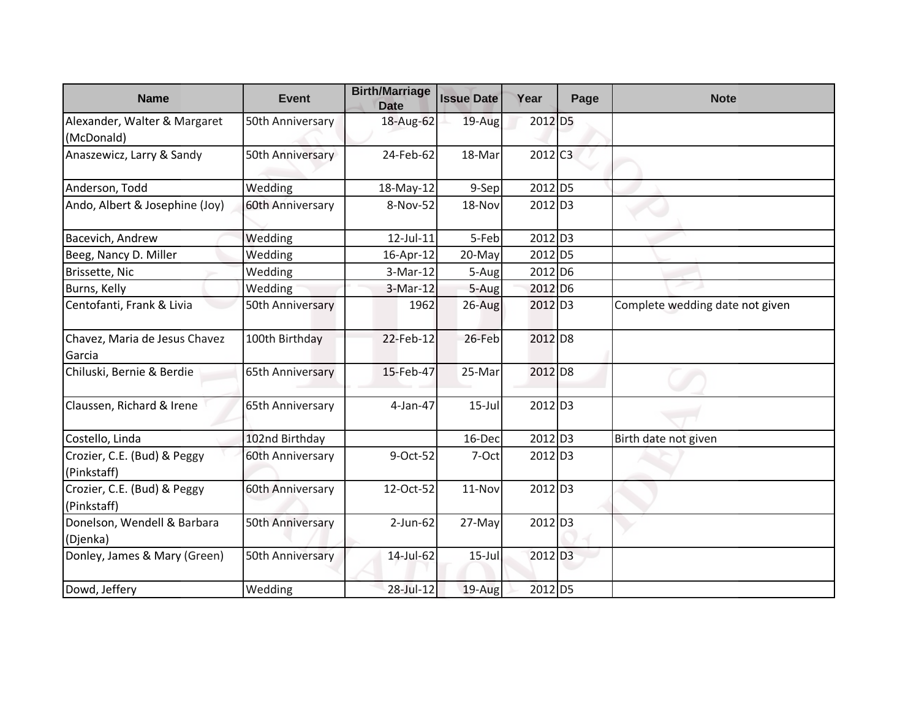| Name | Event | Birth/Marriage Date | Issue Date | Year | Page | Note |
|---|---|---|---|---|---|---|
| Alexander, Walter & Margaret (McDonald) | 50th Anniversary | 18-Aug-62 | 19-Aug | 2012 | D5 | |
| Anaszewicz, Larry & Sandy | 50th Anniversary | 24-Feb-62 | 18-Mar | 2012 | C3 | |
| Anderson, Todd | Wedding | 18-May-12 | 9-Sep | 2012 | D5 | |
| Ando, Albert & Josephine (Joy) | 60th Anniversary | 8-Nov-52 | 18-Nov | 2012 | D3 | |
| Bacevich, Andrew | Wedding | 12-Jul-11 | 5-Feb | 2012 | D3 | |
| Beeg, Nancy D. Miller | Wedding | 16-Apr-12 | 20-May | 2012 | D5 | |
| Brissette, Nic | Wedding | 3-Mar-12 | 5-Aug | 2012 | D6 | |
| Burns, Kelly | Wedding | 3-Mar-12 | 5-Aug | 2012 | D6 | |
| Centofanti, Frank & Livia | 50th Anniversary | 1962 | 26-Aug | 2012 | D3 | Complete wedding date not given |
| Chavez, Maria de Jesus Chavez Garcia | 100th Birthday | 22-Feb-12 | 26-Feb | 2012 | D8 | |
| Chiluski, Bernie & Berdie | 65th Anniversary | 15-Feb-47 | 25-Mar | 2012 | D8 | |
| Claussen, Richard & Irene | 65th Anniversary | 4-Jan-47 | 15-Jul | 2012 | D3 | |
| Costello, Linda | 102nd Birthday | | 16-Dec | 2012 | D3 | Birth date not given |
| Crozier, C.E. (Bud) & Peggy (Pinkstaff) | 60th Anniversary | 9-Oct-52 | 7-Oct | 2012 | D3 | |
| Crozier, C.E. (Bud) & Peggy (Pinkstaff) | 60th Anniversary | 12-Oct-52 | 11-Nov | 2012 | D3 | |
| Donelson, Wendell & Barbara (Djenka) | 50th Anniversary | 2-Jun-62 | 27-May | 2012 | D3 | |
| Donley, James & Mary (Green) | 50th Anniversary | 14-Jul-62 | 15-Jul | 2012 | D3 | |
| Dowd, Jeffery | Wedding | 28-Jul-12 | 19-Aug | 2012 | D5 | |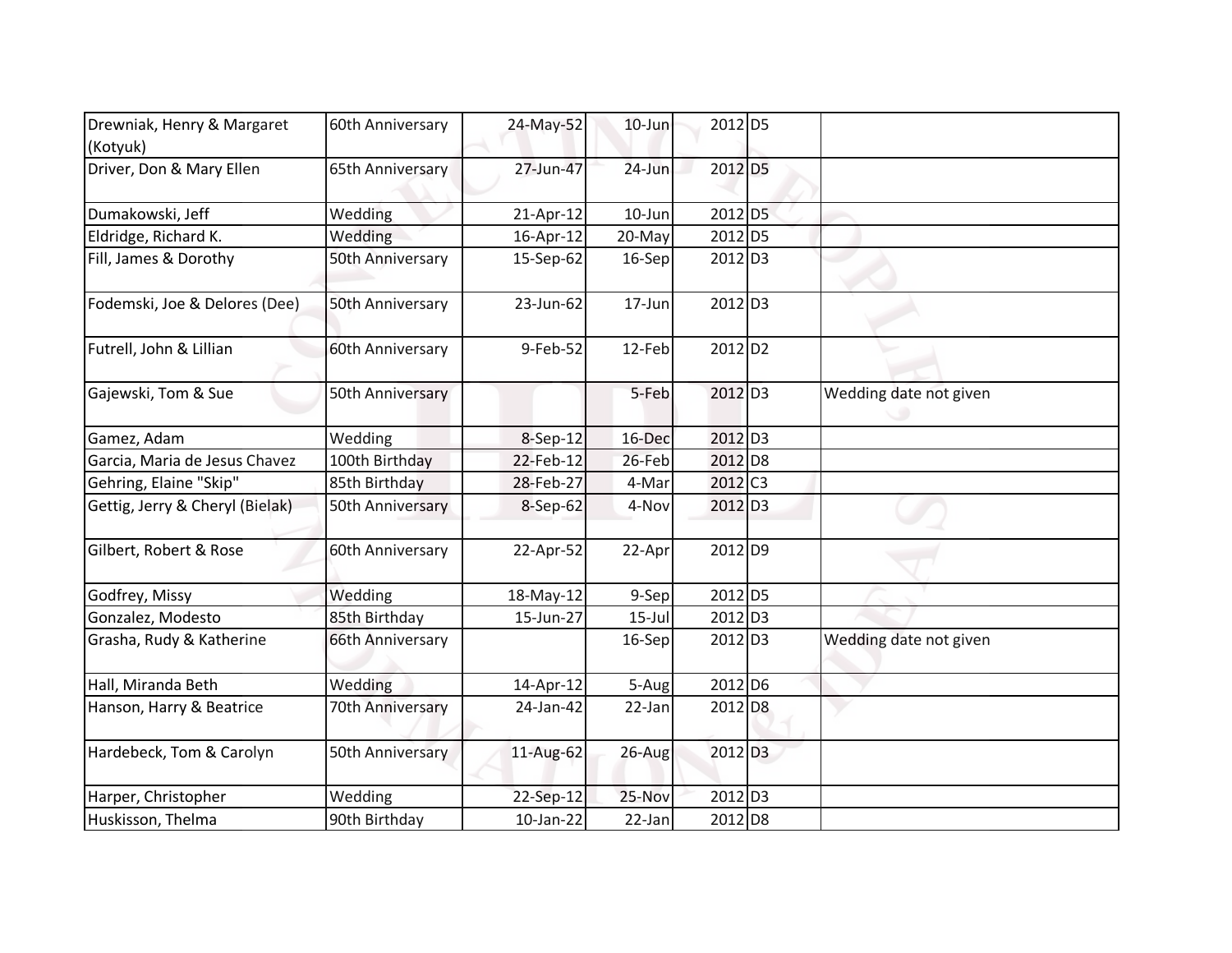| | | | | | | |
|---|---|---|---|---|---|---|
| Drewniak, Henry & Margaret (Kotyuk) | 60th Anniversary | 24-May-52 | 10-Jun | 2012 | D5 | |
| Driver, Don & Mary Ellen | 65th Anniversary | 27-Jun-47 | 24-Jun | 2012 | D5 | |
| Dumakowski, Jeff | Wedding | 21-Apr-12 | 10-Jun | 2012 | D5 | |
| Eldridge, Richard K. | Wedding | 16-Apr-12 | 20-May | 2012 | D5 | |
| Fill, James & Dorothy | 50th Anniversary | 15-Sep-62 | 16-Sep | 2012 | D3 | |
| Fodemski, Joe & Delores (Dee) | 50th Anniversary | 23-Jun-62 | 17-Jun | 2012 | D3 | |
| Futrell, John & Lillian | 60th Anniversary | 9-Feb-52 | 12-Feb | 2012 | D2 | |
| Gajewski, Tom & Sue | 50th Anniversary | | 5-Feb | 2012 | D3 | Wedding date not given |
| Gamez, Adam | Wedding | 8-Sep-12 | 16-Dec | 2012 | D3 | |
| Garcia, Maria de Jesus Chavez | 100th Birthday | 22-Feb-12 | 26-Feb | 2012 | D8 | |
| Gehring, Elaine "Skip" | 85th Birthday | 28-Feb-27 | 4-Mar | 2012 | C3 | |
| Gettig, Jerry & Cheryl (Bielak) | 50th Anniversary | 8-Sep-62 | 4-Nov | 2012 | D3 | |
| Gilbert, Robert & Rose | 60th Anniversary | 22-Apr-52 | 22-Apr | 2012 | D9 | |
| Godfrey, Missy | Wedding | 18-May-12 | 9-Sep | 2012 | D5 | |
| Gonzalez, Modesto | 85th Birthday | 15-Jun-27 | 15-Jul | 2012 | D3 | |
| Grasha, Rudy & Katherine | 66th Anniversary | | 16-Sep | 2012 | D3 | Wedding date not given |
| Hall, Miranda Beth | Wedding | 14-Apr-12 | 5-Aug | 2012 | D6 | |
| Hanson, Harry & Beatrice | 70th Anniversary | 24-Jan-42 | 22-Jan | 2012 | D8 | |
| Hardebeck, Tom & Carolyn | 50th Anniversary | 11-Aug-62 | 26-Aug | 2012 | D3 | |
| Harper, Christopher | Wedding | 22-Sep-12 | 25-Nov | 2012 | D3 | |
| Huskisson, Thelma | 90th Birthday | 10-Jan-22 | 22-Jan | 2012 | D8 | |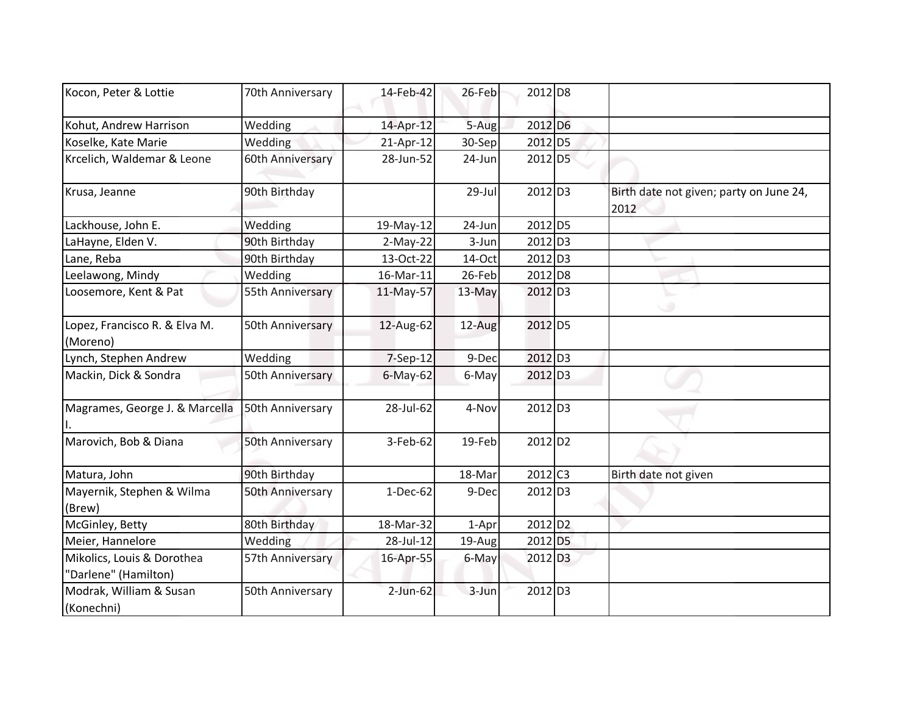| | | | | | | |
|---|---|---|---|---|---|---|
| Kocon, Peter & Lottie | 70th Anniversary | 14-Feb-42 | 26-Feb | 2012 | D8 | |
| Kohut, Andrew Harrison | Wedding | 14-Apr-12 | 5-Aug | 2012 | D6 | |
| Koselke, Kate Marie | Wedding | 21-Apr-12 | 30-Sep | 2012 | D5 | |
| Krcelich, Waldemar & Leone | 60th Anniversary | 28-Jun-52 | 24-Jun | 2012 | D5 | |
| Krusa, Jeanne | 90th Birthday | | 29-Jul | 2012 | D3 | Birth date not given; party on June 24, 2012 |
| Lackhouse, John E. | Wedding | 19-May-12 | 24-Jun | 2012 | D5 | |
| LaHayne, Elden V. | 90th Birthday | 2-May-22 | 3-Jun | 2012 | D3 | |
| Lane, Reba | 90th Birthday | 13-Oct-22 | 14-Oct | 2012 | D3 | |
| Leelawong, Mindy | Wedding | 16-Mar-11 | 26-Feb | 2012 | D8 | |
| Loosemore, Kent & Pat | 55th Anniversary | 11-May-57 | 13-May | 2012 | D3 | |
| Lopez, Francisco R. & Elva M. (Moreno) | 50th Anniversary | 12-Aug-62 | 12-Aug | 2012 | D5 | |
| Lynch, Stephen Andrew | Wedding | 7-Sep-12 | 9-Dec | 2012 | D3 | |
| Mackin, Dick & Sondra | 50th Anniversary | 6-May-62 | 6-May | 2012 | D3 | |
| Magrames, George J. & Marcella I. | 50th Anniversary | 28-Jul-62 | 4-Nov | 2012 | D3 | |
| Marovich, Bob & Diana | 50th Anniversary | 3-Feb-62 | 19-Feb | 2012 | D2 | |
| Matura, John | 90th Birthday | | 18-Mar | 2012 | C3 | Birth date not given |
| Mayernik, Stephen & Wilma (Brew) | 50th Anniversary | 1-Dec-62 | 9-Dec | 2012 | D3 | |
| McGinley, Betty | 80th Birthday | 18-Mar-32 | 1-Apr | 2012 | D2 | |
| Meier, Hannelore | Wedding | 28-Jul-12 | 19-Aug | 2012 | D5 | |
| Mikolics, Louis & Dorothea "Darlene" (Hamilton) | 57th Anniversary | 16-Apr-55 | 6-May | 2012 | D3 | |
| Modrak, William & Susan (Konechni) | 50th Anniversary | 2-Jun-62 | 3-Jun | 2012 | D3 | |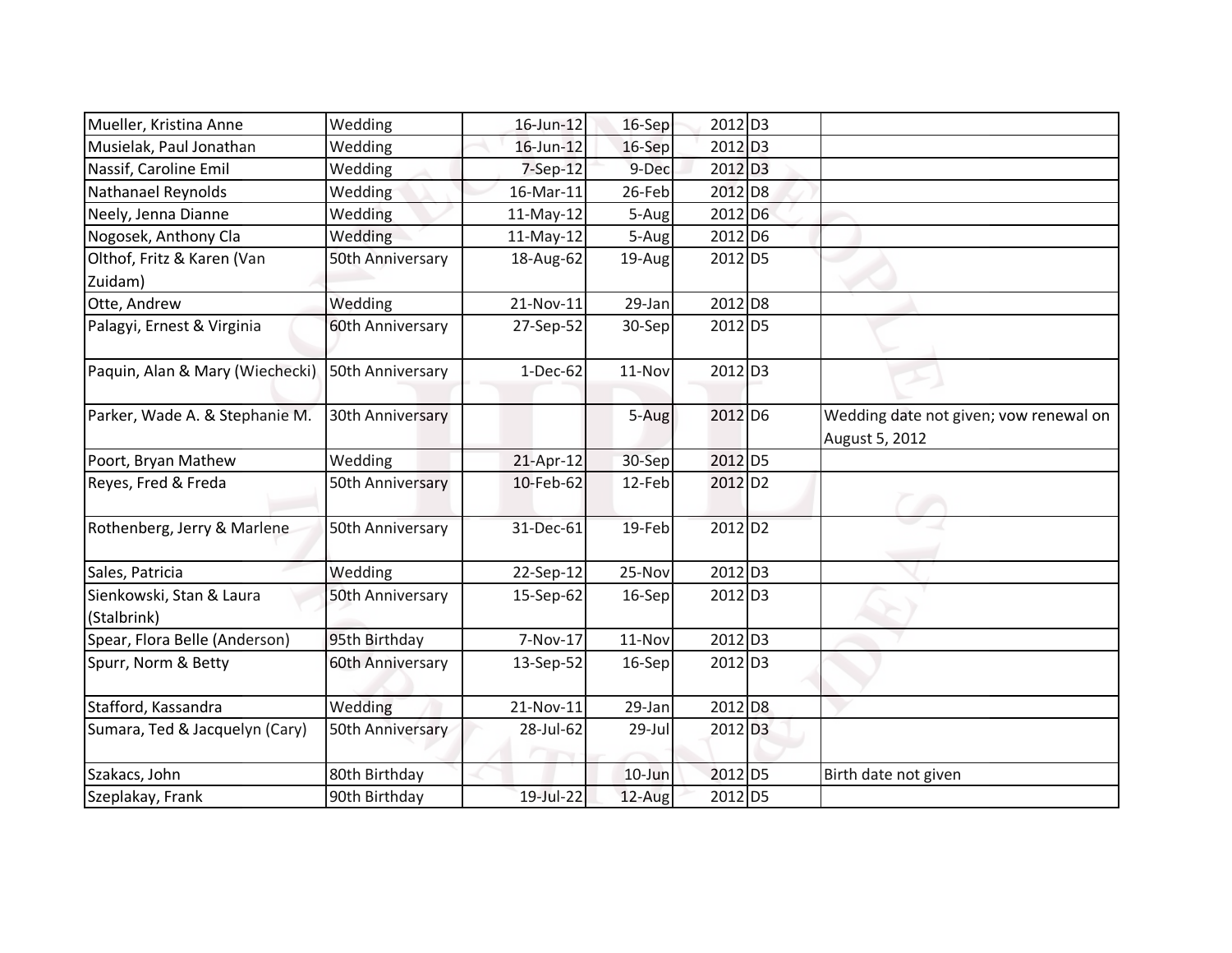| | | | | | | |
|---|---|---|---|---|---|---|
| Mueller, Kristina Anne | Wedding | 16-Jun-12 | 16-Sep | 2012 | D3 | |
| Musielak, Paul Jonathan | Wedding | 16-Jun-12 | 16-Sep | 2012 | D3 | |
| Nassif, Caroline Emil | Wedding | 7-Sep-12 | 9-Dec | 2012 | D3 | |
| Nathanael Reynolds | Wedding | 16-Mar-11 | 26-Feb | 2012 | D8 | |
| Neely, Jenna Dianne | Wedding | 11-May-12 | 5-Aug | 2012 | D6 | |
| Nogosek, Anthony Cla | Wedding | 11-May-12 | 5-Aug | 2012 | D6 | |
| Olthof, Fritz & Karen (Van Zuidam) | 50th Anniversary | 18-Aug-62 | 19-Aug | 2012 | D5 | |
| Otte, Andrew | Wedding | 21-Nov-11 | 29-Jan | 2012 | D8 | |
| Palagyi, Ernest & Virginia | 60th Anniversary | 27-Sep-52 | 30-Sep | 2012 | D5 | |
| Paquin, Alan & Mary (Wiechecki) | 50th Anniversary | 1-Dec-62 | 11-Nov | 2012 | D3 | |
| Parker, Wade A. & Stephanie M. | 30th Anniversary | | 5-Aug | 2012 | D6 | Wedding date not given; vow renewal on August 5, 2012 |
| Poort, Bryan Mathew | Wedding | 21-Apr-12 | 30-Sep | 2012 | D5 | |
| Reyes, Fred & Freda | 50th Anniversary | 10-Feb-62 | 12-Feb | 2012 | D2 | |
| Rothenberg, Jerry & Marlene | 50th Anniversary | 31-Dec-61 | 19-Feb | 2012 | D2 | |
| Sales, Patricia | Wedding | 22-Sep-12 | 25-Nov | 2012 | D3 | |
| Sienkowski, Stan & Laura (Stalbrink) | 50th Anniversary | 15-Sep-62 | 16-Sep | 2012 | D3 | |
| Spear, Flora Belle (Anderson) | 95th Birthday | 7-Nov-17 | 11-Nov | 2012 | D3 | |
| Spurr, Norm & Betty | 60th Anniversary | 13-Sep-52 | 16-Sep | 2012 | D3 | |
| Stafford, Kassandra | Wedding | 21-Nov-11 | 29-Jan | 2012 | D8 | |
| Sumara, Ted & Jacquelyn (Cary) | 50th Anniversary | 28-Jul-62 | 29-Jul | 2012 | D3 | |
| Szakacs, John | 80th Birthday | | 10-Jun | 2012 | D5 | Birth date not given |
| Szeplakay, Frank | 90th Birthday | 19-Jul-22 | 12-Aug | 2012 | D5 | |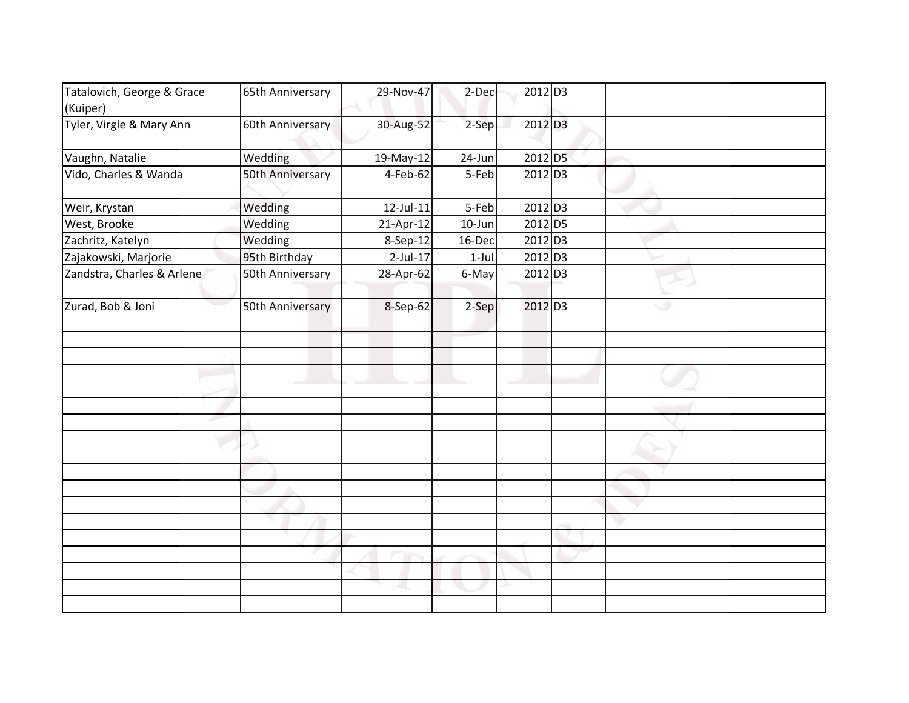| | | | | | | |
|---|---|---|---|---|---|---|
| Tatalovich, George & Grace (Kuiper) | 65th Anniversary | 29-Nov-47 | 2-Dec | 2012 | D3 | |
| Tyler, Virgle & Mary Ann | 60th Anniversary | 30-Aug-52 | 2-Sep | 2012 | D3 | |
| Vaughn, Natalie | Wedding | 19-May-12 | 24-Jun | 2012 | D5 | |
| Vido, Charles & Wanda | 50th Anniversary | 4-Feb-62 | 5-Feb | 2012 | D3 | |
| Weir, Krystan | Wedding | 12-Jul-11 | 5-Feb | 2012 | D3 | |
| West, Brooke | Wedding | 21-Apr-12 | 10-Jun | 2012 | D5 | |
| Zachritz, Katelyn | Wedding | 8-Sep-12 | 16-Dec | 2012 | D3 | |
| Zajakowski, Marjorie | 95th Birthday | 2-Jul-17 | 1-Jul | 2012 | D3 | |
| Zandstra, Charles & Arlene | 50th Anniversary | 28-Apr-62 | 6-May | 2012 | D3 | |
| Zurad, Bob & Joni | 50th Anniversary | 8-Sep-62 | 2-Sep | 2012 | D3 | |